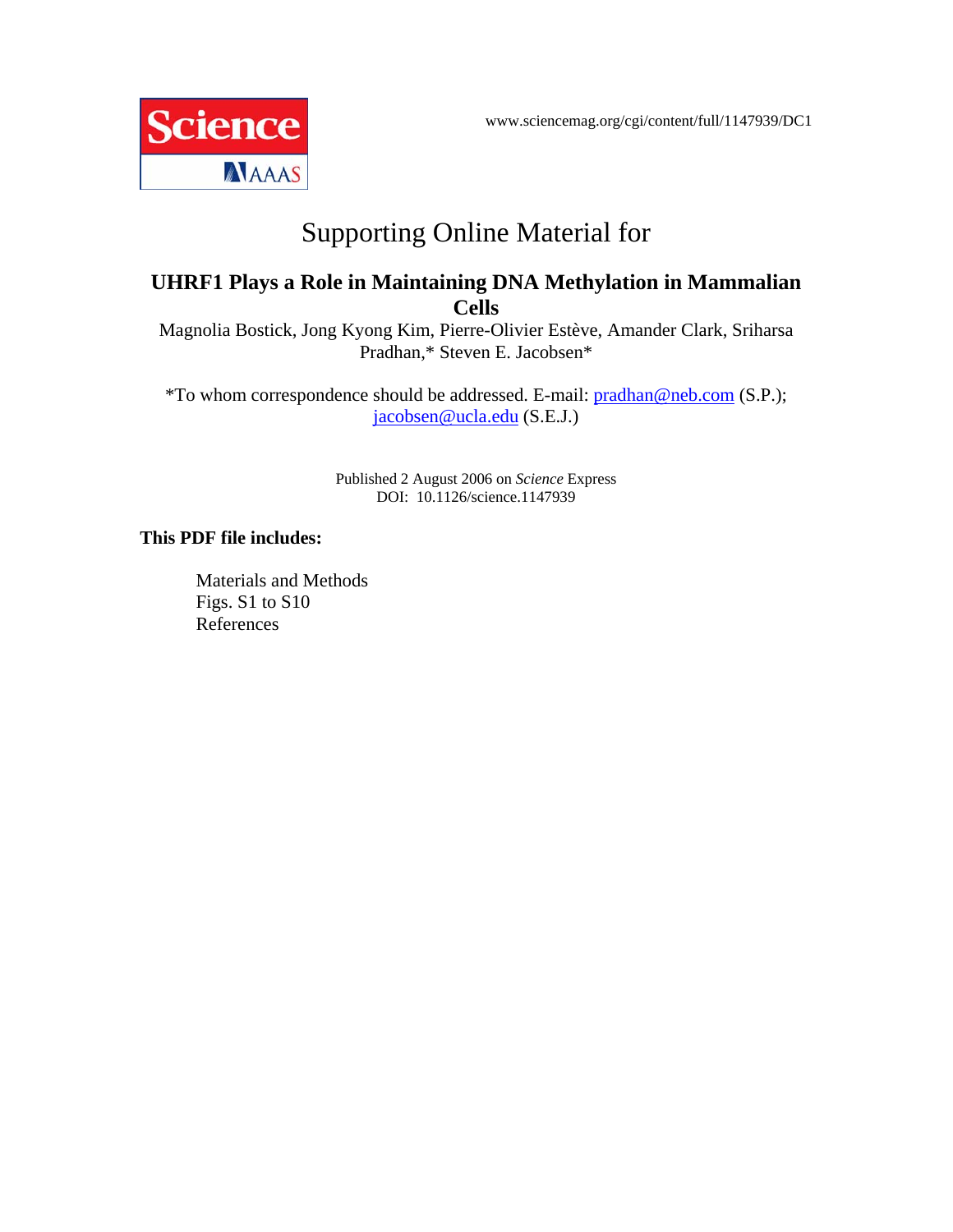www.sciencemag.org/cgi/content/full/1147939/DC1

# Supporting Online Material for

## UHRF1 Plays a Role in Maintaining DNA Methylation in Mammalian Cells

Magnolia Bostick, Jong Kyong Kim, Pierre-Olivier Estève, Amander Clark, Sriharsa Pradhan,* Steven E. Jacobsen*

*To whom correspondence should be addressed. E-mail: pradhan@neb.com (S.P.); jacobsen@ucla.edu (S.E.J.)

Published 2 August 2006 on *Science* Express
DOI: 10.1126/science.1147939

**This PDF file includes:**

Materials and Methods
Figs. S1 to S10
References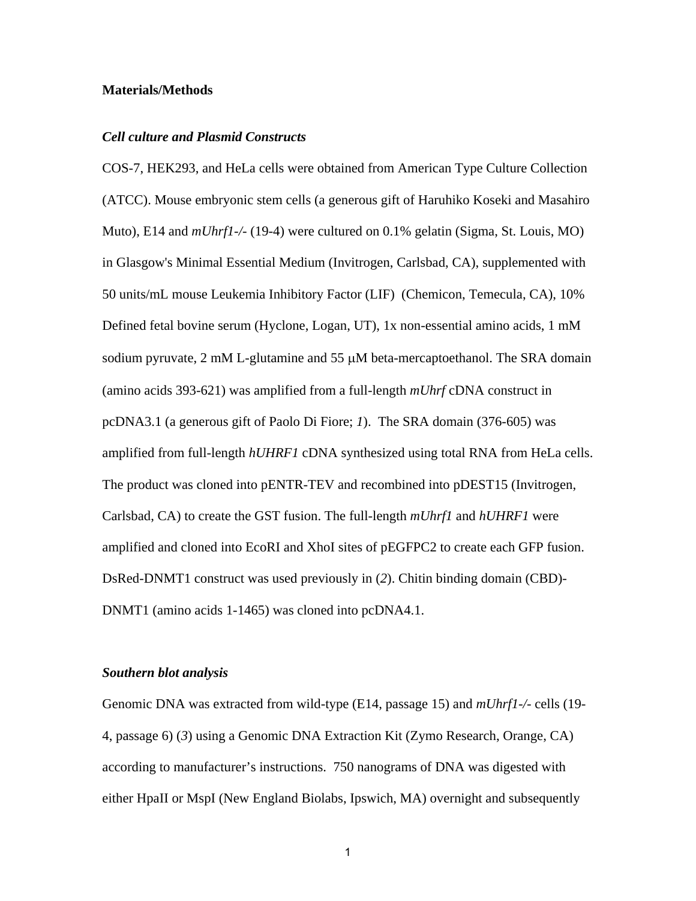## Materials/Methods

### *Cell culture and Plasmid Constructs*

COS-7, HEK293, and HeLa cells were obtained from American Type Culture Collection (ATCC). Mouse embryonic stem cells (a generous gift of Haruhiko Koseki and Masahiro Muto), E14 and *mUhrf1-/-* (19-4) were cultured on 0.1% gelatin (Sigma, St. Louis, MO) in Glasgow's Minimal Essential Medium (Invitrogen, Carlsbad, CA), supplemented with 50 units/mL mouse Leukemia Inhibitory Factor (LIF) (Chemicon, Temecula, CA), 10% Defined fetal bovine serum (Hyclone, Logan, UT), 1x non-essential amino acids, 1 mM sodium pyruvate, 2 mM L-glutamine and 55 μM beta-mercaptoethanol. The SRA domain (amino acids 393-621) was amplified from a full-length *mUhrf* cDNA construct in pcDNA3.1 (a generous gift of Paolo Di Fiore; *1*). The SRA domain (376-605) was amplified from full-length *hUHRF1* cDNA synthesized using total RNA from HeLa cells. The product was cloned into pENTR-TEV and recombined into pDEST15 (Invitrogen, Carlsbad, CA) to create the GST fusion. The full-length *mUhrf1* and *hUHRF1* were amplified and cloned into EcoRI and XhoI sites of pEGFPC2 to create each GFP fusion. DsRed-DNMT1 construct was used previously in (*2*). Chitin binding domain (CBD)-DNMT1 (amino acids 1-1465) was cloned into pcDNA4.1.

### *Southern blot analysis*

Genomic DNA was extracted from wild-type (E14, passage 15) and *mUhrf1-/-* cells (19-4, passage 6) (*3*) using a Genomic DNA Extraction Kit (Zymo Research, Orange, CA) according to manufacturer's instructions. 750 nanograms of DNA was digested with either HpaII or MspI (New England Biolabs, Ipswich, MA) overnight and subsequently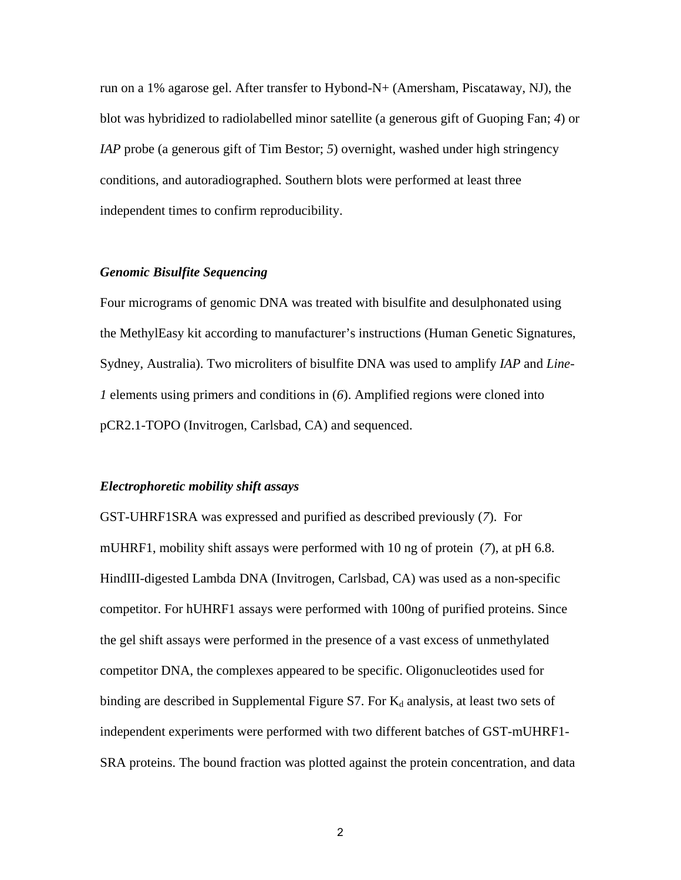run on a 1% agarose gel. After transfer to Hybond-N+ (Amersham, Piscataway, NJ), the blot was hybridized to radiolabelled minor satellite (a generous gift of Guoping Fan; *4*) or *IAP* probe (a generous gift of Tim Bestor; *5*) overnight, washed under high stringency conditions, and autoradiographed. Southern blots were performed at least three independent times to confirm reproducibility.

### *Genomic Bisulfite Sequencing*

Four micrograms of genomic DNA was treated with bisulfite and desulphonated using the MethylEasy kit according to manufacturer's instructions (Human Genetic Signatures, Sydney, Australia). Two microliters of bisulfite DNA was used to amplify *IAP* and *Line-1* elements using primers and conditions in (*6*). Amplified regions were cloned into pCR2.1-TOPO (Invitrogen, Carlsbad, CA) and sequenced.

### *Electrophoretic mobility shift assays*

GST-UHRF1SRA was expressed and purified as described previously (*7*). For mUHRF1, mobility shift assays were performed with 10 ng of protein (*7*), at pH 6.8. HindIII-digested Lambda DNA (Invitrogen, Carlsbad, CA) was used as a non-specific competitor. For hUHRF1 assays were performed with 100ng of purified proteins. Since the gel shift assays were performed in the presence of a vast excess of unmethylated competitor DNA, the complexes appeared to be specific. Oligonucleotides used for binding are described in Supplemental Figure S7. For $K_d$ analysis, at least two sets of independent experiments were performed with two different batches of GST-mUHRF1-SRA proteins. The bound fraction was plotted against the protein concentration, and data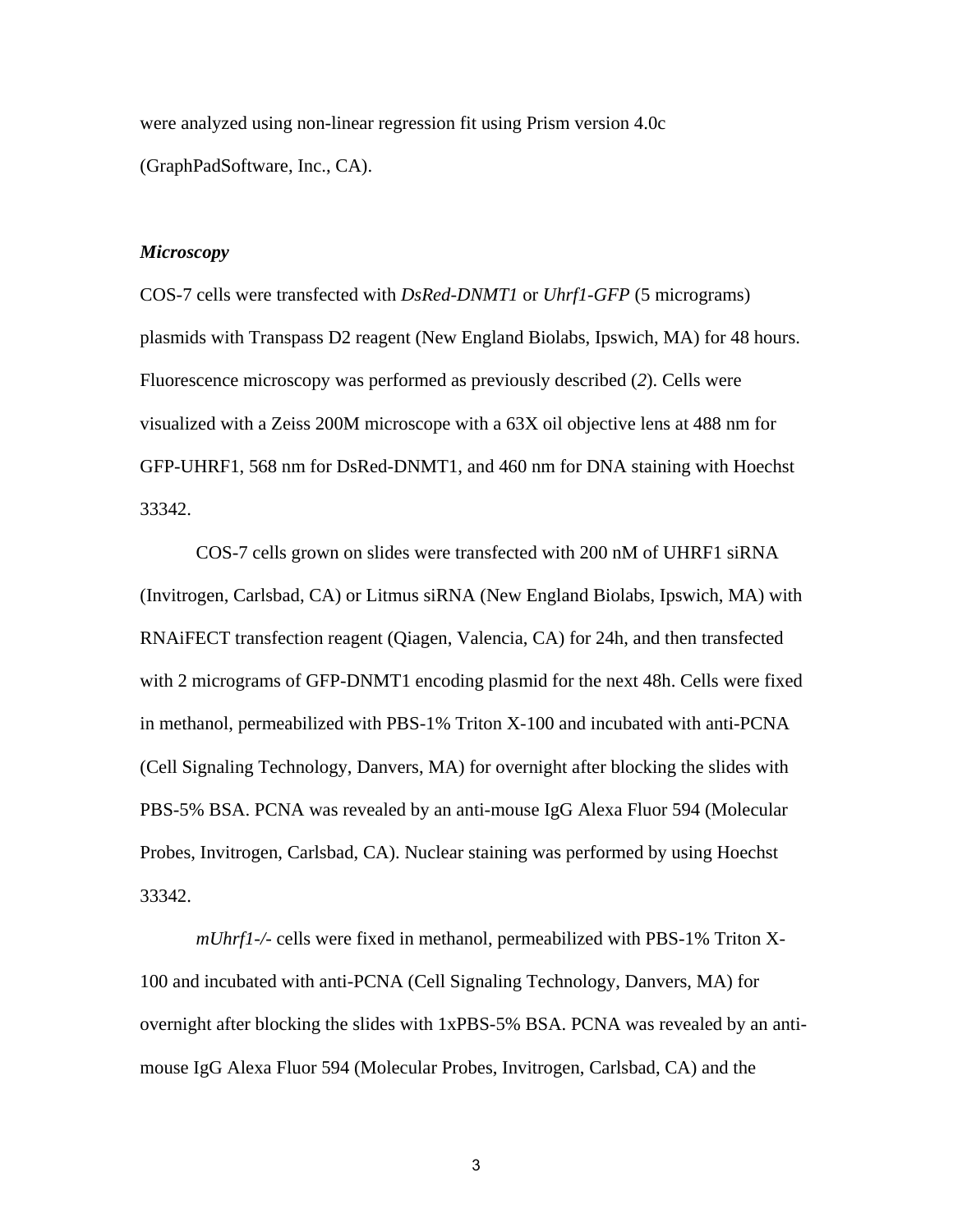were analyzed using non-linear regression fit using Prism version 4.0c (GraphPadSoftware, Inc., CA).

***Microscopy***

COS-7 cells were transfected with *DsRed-DNMT1* or *Uhrf1-GFP* (5 micrograms) plasmids with Transpass D2 reagent (New England Biolabs, Ipswich, MA) for 48 hours. Fluorescence microscopy was performed as previously described (*2*). Cells were visualized with a Zeiss 200M microscope with a 63X oil objective lens at 488 nm for GFP-UHRF1, 568 nm for DsRed-DNMT1, and 460 nm for DNA staining with Hoechst 33342.

COS-7 cells grown on slides were transfected with 200 nM of UHRF1 siRNA (Invitrogen, Carlsbad, CA) or Litmus siRNA (New England Biolabs, Ipswich, MA) with RNAiFECT transfection reagent (Qiagen, Valencia, CA) for 24h, and then transfected with 2 micrograms of GFP-DNMT1 encoding plasmid for the next 48h. Cells were fixed in methanol, permeabilized with PBS-1% Triton X-100 and incubated with anti-PCNA (Cell Signaling Technology, Danvers, MA) for overnight after blocking the slides with PBS-5% BSA. PCNA was revealed by an anti-mouse IgG Alexa Fluor 594 (Molecular Probes, Invitrogen, Carlsbad, CA). Nuclear staining was performed by using Hoechst 33342.

*mUhrf1-/-* cells were fixed in methanol, permeabilized with PBS-1% Triton X-100 and incubated with anti-PCNA (Cell Signaling Technology, Danvers, MA) for overnight after blocking the slides with 1xPBS-5% BSA. PCNA was revealed by an anti-mouse IgG Alexa Fluor 594 (Molecular Probes, Invitrogen, Carlsbad, CA) and the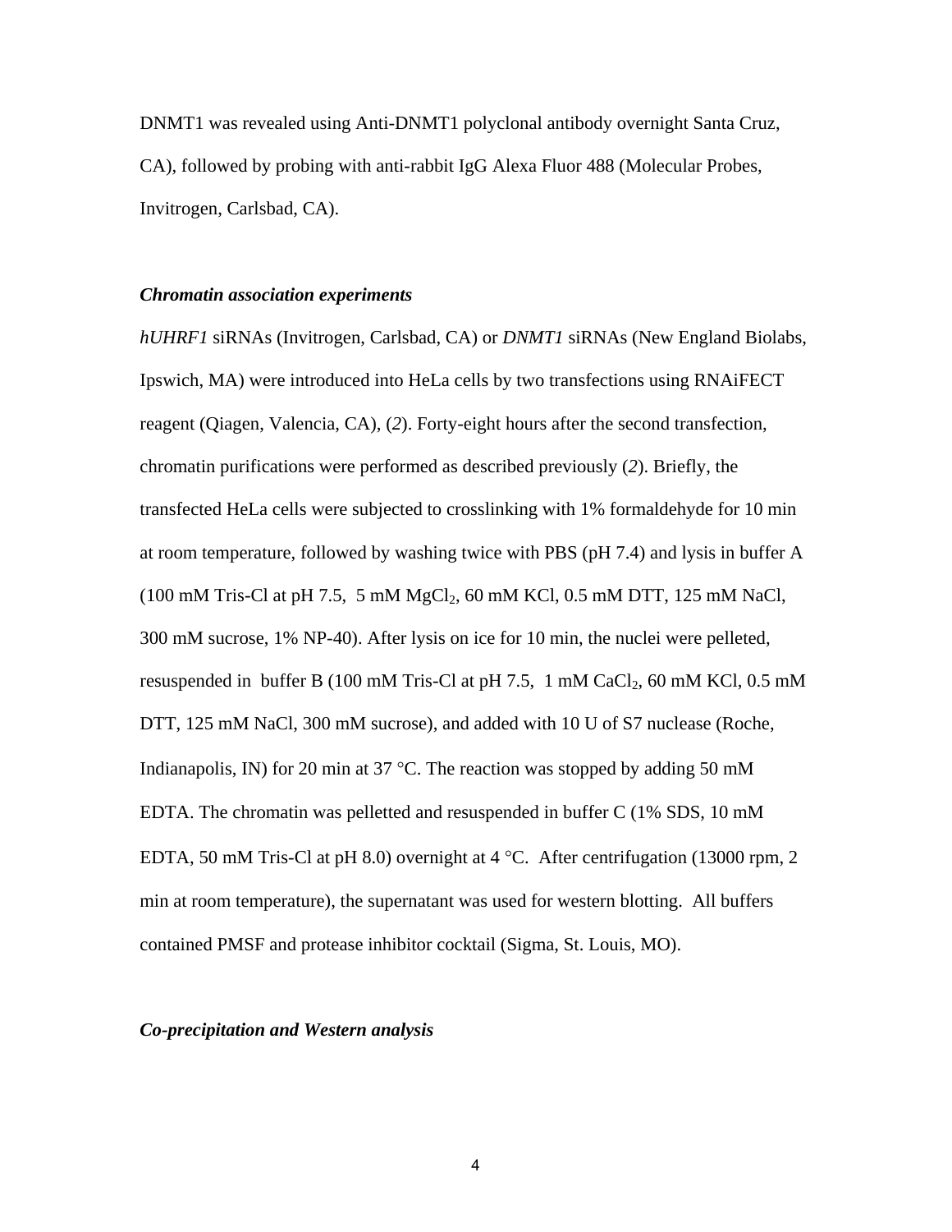DNMT1 was revealed using Anti-DNMT1 polyclonal antibody overnight Santa Cruz, CA), followed by probing with anti-rabbit IgG Alexa Fluor 488 (Molecular Probes, Invitrogen, Carlsbad, CA).

***Chromatin association experiments***

*hUHRF1* siRNAs (Invitrogen, Carlsbad, CA) or *DNMT1* siRNAs (New England Biolabs, Ipswich, MA) were introduced into HeLa cells by two transfections using RNAiFECT reagent (Qiagen, Valencia, CA), (*2*). Forty-eight hours after the second transfection, chromatin purifications were performed as described previously (*2*). Briefly, the transfected HeLa cells were subjected to crosslinking with 1% formaldehyde for 10 min at room temperature, followed by washing twice with PBS (pH 7.4) and lysis in buffer A (100 mM Tris-Cl at pH 7.5, 5 mM $MgCl_2$, 60 mM KCl, 0.5 mM DTT, 125 mM NaCl, 300 mM sucrose, 1% NP-40). After lysis on ice for 10 min, the nuclei were pelleted, resuspended in buffer B (100 mM Tris-Cl at pH 7.5, 1 mM $CaCl_2$, 60 mM KCl, 0.5 mM DTT, 125 mM NaCl, 300 mM sucrose), and added with 10 U of S7 nuclease (Roche, Indianapolis, IN) for 20 min at 37 °C. The reaction was stopped by adding 50 mM EDTA. The chromatin was pelletted and resuspended in buffer C (1% SDS, 10 mM EDTA, 50 mM Tris-Cl at pH 8.0) overnight at 4 °C. After centrifugation (13000 rpm, 2 min at room temperature), the supernatant was used for western blotting. All buffers contained PMSF and protease inhibitor cocktail (Sigma, St. Louis, MO).

***Co-precipitation and Western analysis***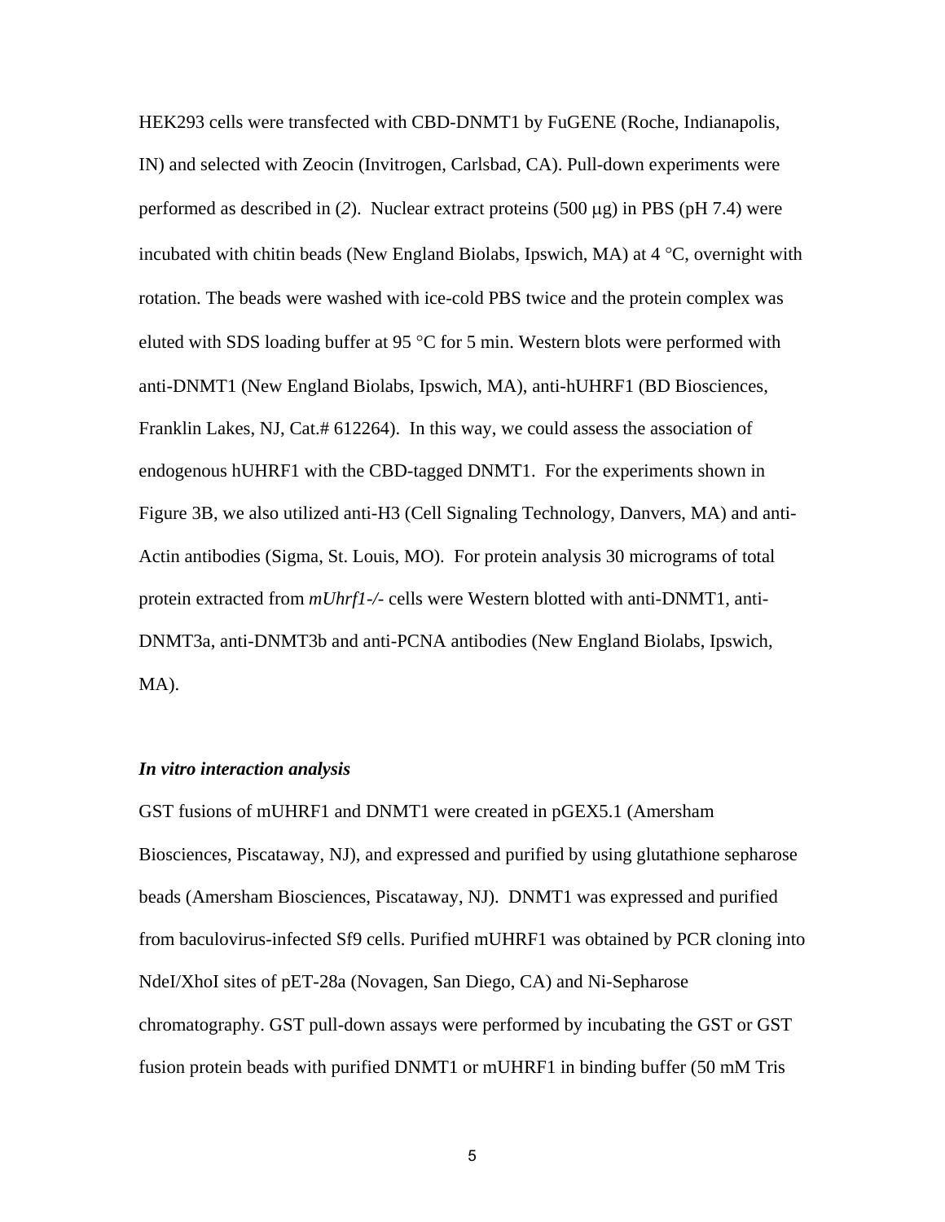HEK293 cells were transfected with CBD-DNMT1 by FuGENE (Roche, Indianapolis, IN) and selected with Zeocin (Invitrogen, Carlsbad, CA). Pull-down experiments were performed as described in (*2*). Nuclear extract proteins (500 μg) in PBS (pH 7.4) were incubated with chitin beads (New England Biolabs, Ipswich, MA) at 4 °C, overnight with rotation. The beads were washed with ice-cold PBS twice and the protein complex was eluted with SDS loading buffer at 95 °C for 5 min. Western blots were performed with anti-DNMT1 (New England Biolabs, Ipswich, MA), anti-hUHRF1 (BD Biosciences, Franklin Lakes, NJ, Cat.# 612264). In this way, we could assess the association of endogenous hUHRF1 with the CBD-tagged DNMT1. For the experiments shown in Figure 3B, we also utilized anti-H3 (Cell Signaling Technology, Danvers, MA) and anti-Actin antibodies (Sigma, St. Louis, MO). For protein analysis 30 micrograms of total protein extracted from *mUhrf1-/-* cells were Western blotted with anti-DNMT1, anti-DNMT3a, anti-DNMT3b and anti-PCNA antibodies (New England Biolabs, Ipswich, MA).

***In vitro interaction analysis***

GST fusions of mUHRF1 and DNMT1 were created in pGEX5.1 (Amersham Biosciences, Piscataway, NJ), and expressed and purified by using glutathione sepharose beads (Amersham Biosciences, Piscataway, NJ). DNMT1 was expressed and purified from baculovirus-infected Sf9 cells. Purified mUHRF1 was obtained by PCR cloning into NdeI/XhoI sites of pET-28a (Novagen, San Diego, CA) and Ni-Sepharose chromatography. GST pull-down assays were performed by incubating the GST or GST fusion protein beads with purified DNMT1 or mUHRF1 in binding buffer (50 mM Tris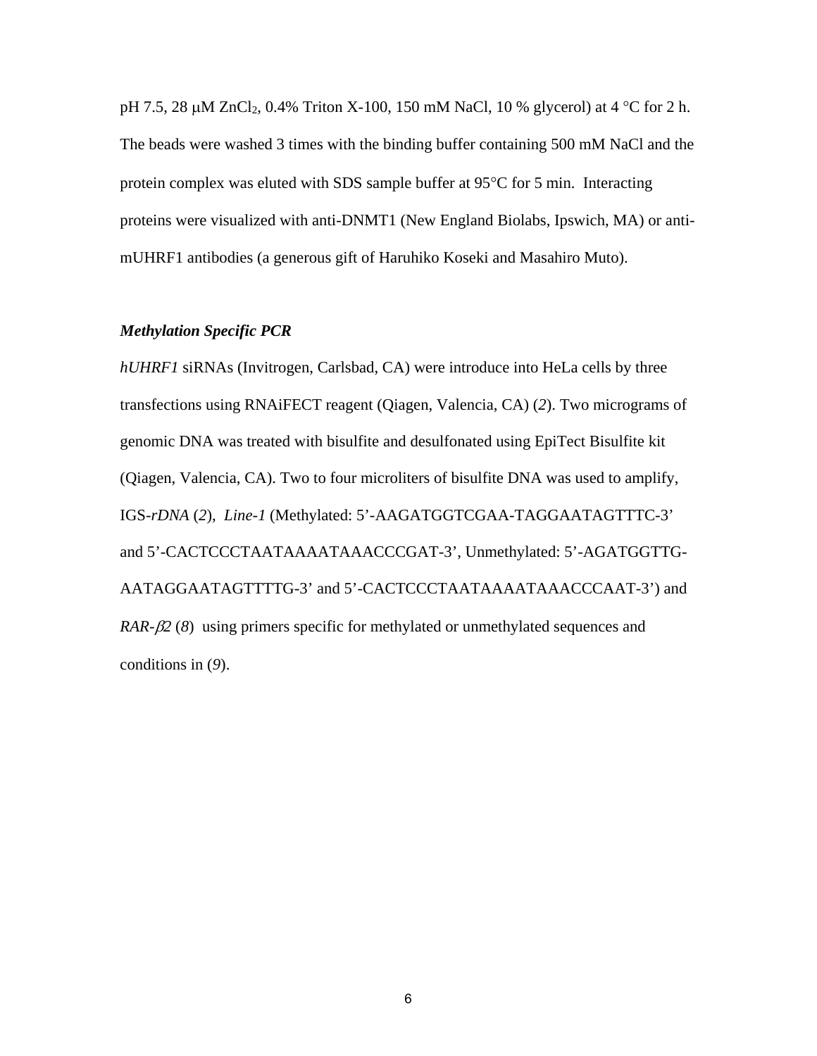pH 7.5, 28 μM $ZnCl_2$, 0.4% Triton X-100, 150 mM NaCl, 10 % glycerol) at 4 °C for 2 h. The beads were washed 3 times with the binding buffer containing 500 mM NaCl and the protein complex was eluted with SDS sample buffer at 95°C for 5 min. Interacting proteins were visualized with anti-DNMT1 (New England Biolabs, Ipswich, MA) or anti-mUHRF1 antibodies (a generous gift of Haruhiko Koseki and Masahiro Muto).

***Methylation Specific PCR***

*hUHRF1* siRNAs (Invitrogen, Carlsbad, CA) were introduce into HeLa cells by three transfections using RNAiFECT reagent (Qiagen, Valencia, CA) (*2*). Two micrograms of genomic DNA was treated with bisulfite and desulfonated using EpiTect Bisulfite kit (Qiagen, Valencia, CA). Two to four microliters of bisulfite DNA was used to amplify, IGS-*rDNA* (*2*), *Line-1* (Methylated: 5'-AAGATGGTCGAA-TAGGAATAGTTTC-3' and 5'-CACTCCCTAATAAAATAAACCCGAT-3', Unmethylated: 5'-AGATGGTTG-AATAGGAATAGTTTTG-3' and 5'-CACTCCCTAATAAAATAAACCCAAT-3') and *RAR-β2* (*8*) using primers specific for methylated or unmethylated sequences and conditions in (*9*).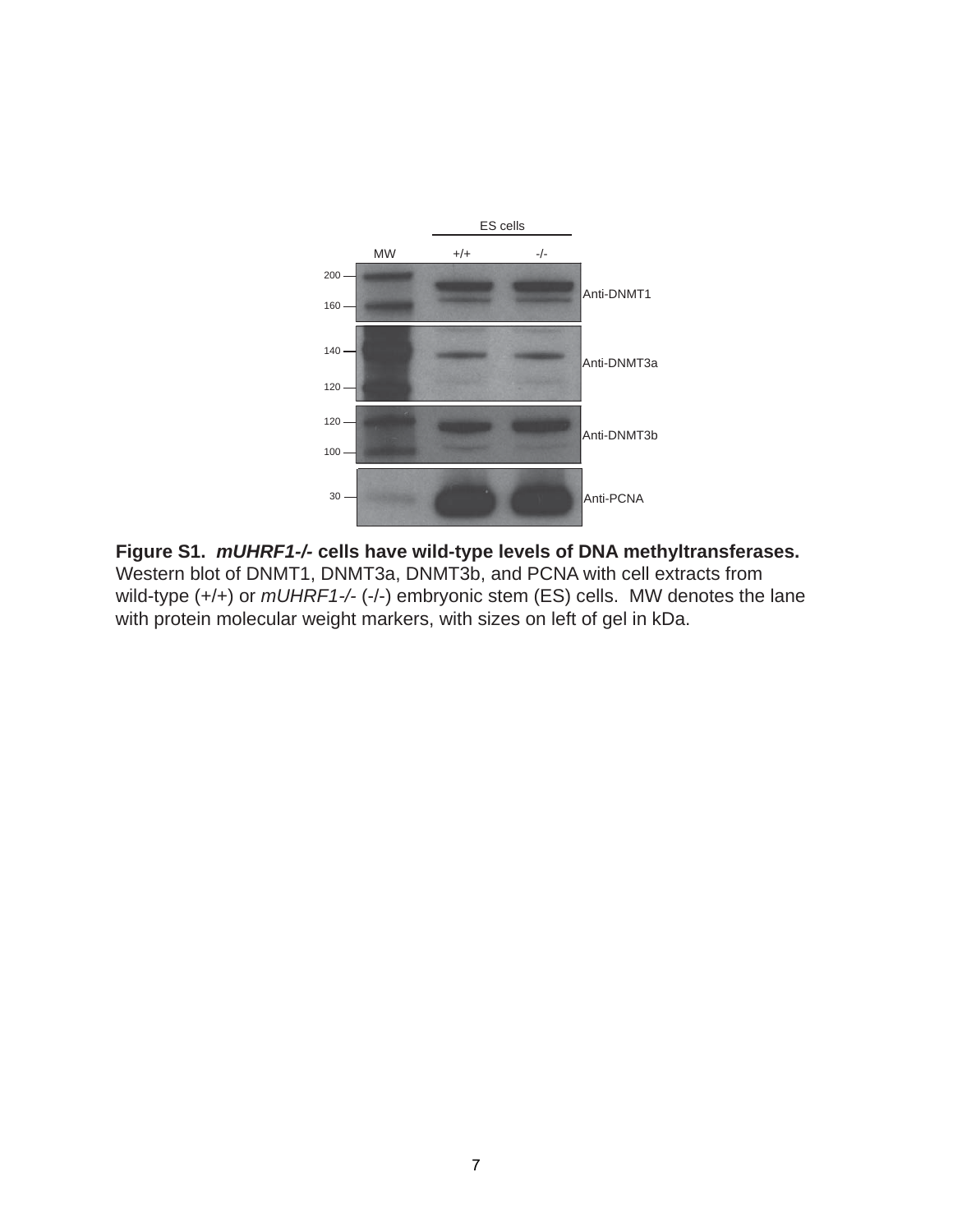**Figure S1. *mUHRF1-/-* cells have wild-type levels of DNA methyltransferases.** Western blot of DNMT1, DNMT3a, DNMT3b, and PCNA with cell extracts from wild-type (+/+) or *mUHRF1-/-* (-/-) embryonic stem (ES) cells. MW denotes the lane with protein molecular weight markers, with sizes on left of gel in kDa.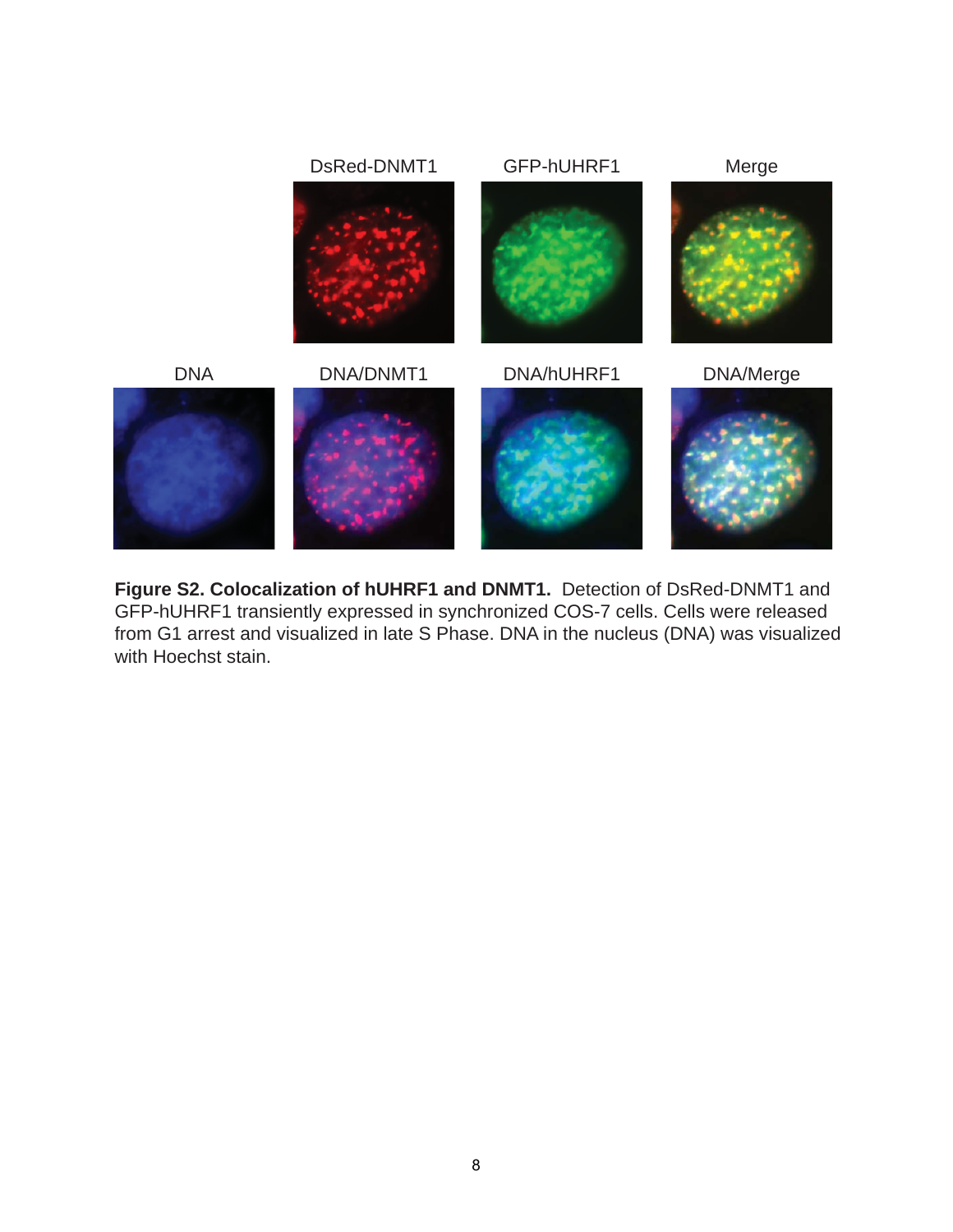**Figure S2. Colocalization of hUHRF1 and DNMT1.** Detection of DsRed-DNMT1 and GFP-hUHRF1 transiently expressed in synchronized COS-7 cells. Cells were released from G1 arrest and visualized in late S Phase. DNA in the nucleus (DNA) was visualized with Hoechst stain.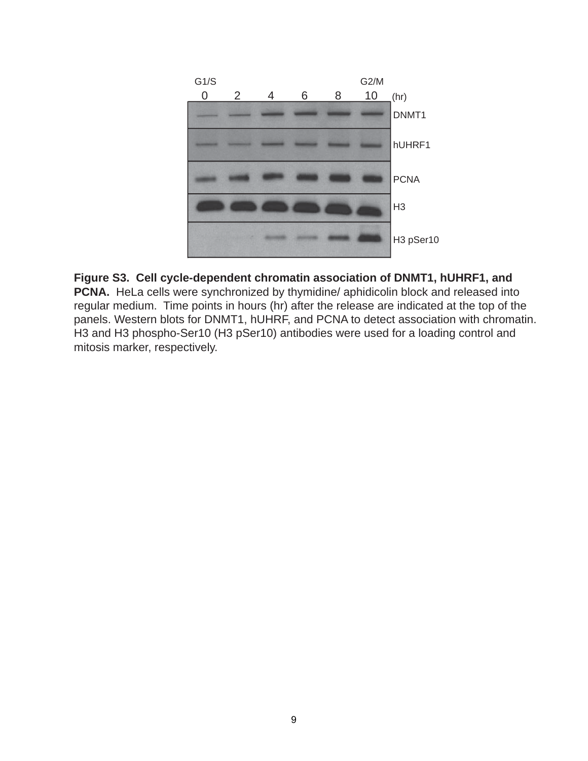**Figure S3. Cell cycle-dependent chromatin association of DNMT1, hUHRF1, and PCNA.** HeLa cells were synchronized by thymidine/ aphidicolin block and released into regular medium. Time points in hours (hr) after the release are indicated at the top of the panels. Western blots for DNMT1, hUHRF, and PCNA to detect association with chromatin. H3 and H3 phospho-Ser10 (H3 pSer10) antibodies were used for a loading control and mitosis marker, respectively.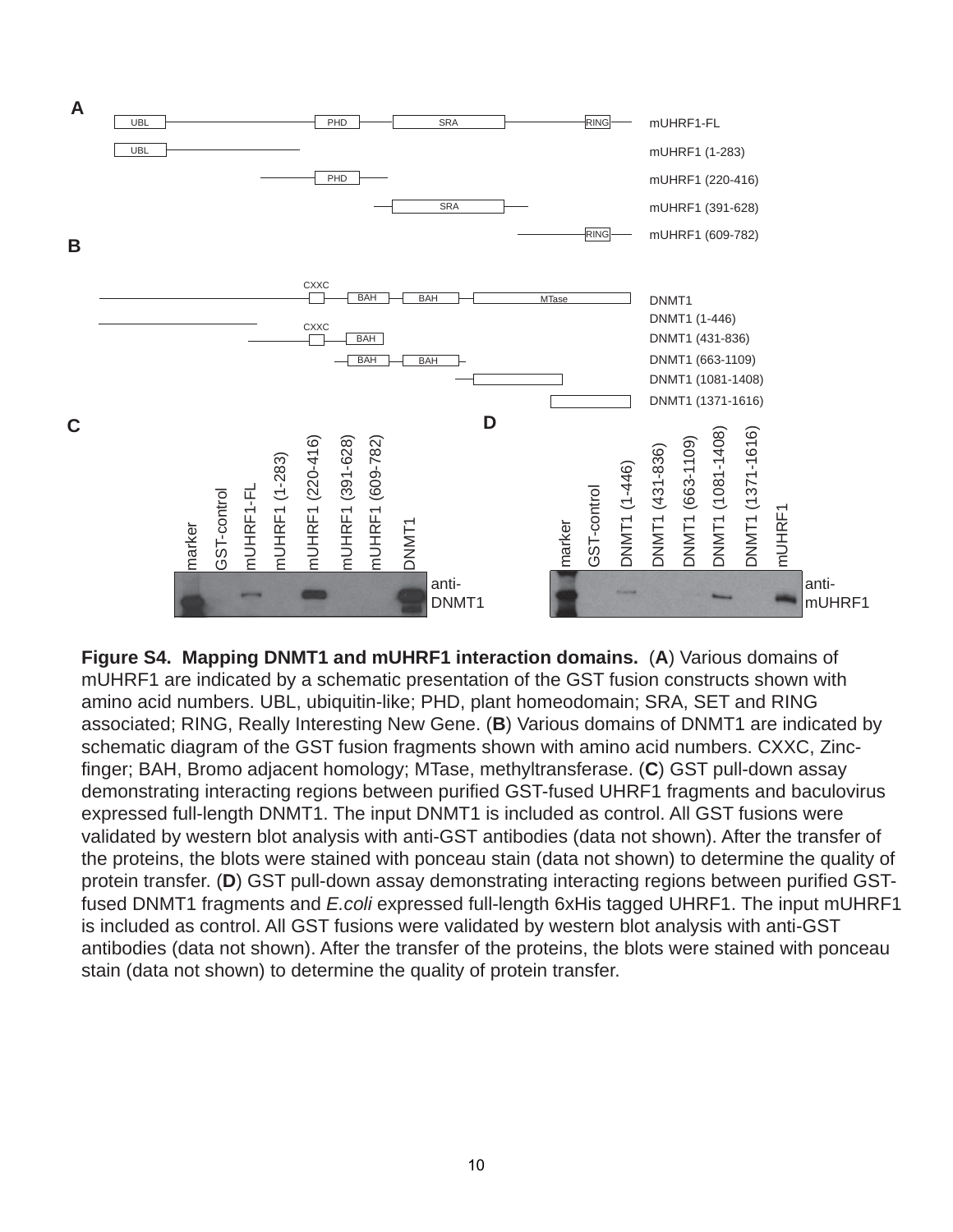**Figure S4. Mapping DNMT1 and mUHRF1 interaction domains.** (**A**) Various domains of mUHRF1 are indicated by a schematic presentation of the GST fusion constructs shown with amino acid numbers. UBL, ubiquitin-like; PHD, plant homeodomain; SRA, SET and RING associated; RING, Really Interesting New Gene. (**B**) Various domains of DNMT1 are indicated by schematic diagram of the GST fusion fragments shown with amino acid numbers. CXXC, Zinc-finger; BAH, Bromo adjacent homology; MTase, methyltransferase. (**C**) GST pull-down assay demonstrating interacting regions between purified GST-fused UHRF1 fragments and baculovirus expressed full-length DNMT1. The input DNMT1 is included as control. All GST fusions were validated by western blot analysis with anti-GST antibodies (data not shown). After the transfer of the proteins, the blots were stained with ponceau stain (data not shown) to determine the quality of protein transfer. (**D**) GST pull-down assay demonstrating interacting regions between purified GST-fused DNMT1 fragments and *E.coli* expressed full-length 6xHis tagged UHRF1. The input mUHRF1 is included as control. All GST fusions were validated by western blot analysis with anti-GST antibodies (data not shown). After the transfer of the proteins, the blots were stained with ponceau stain (data not shown) to determine the quality of protein transfer.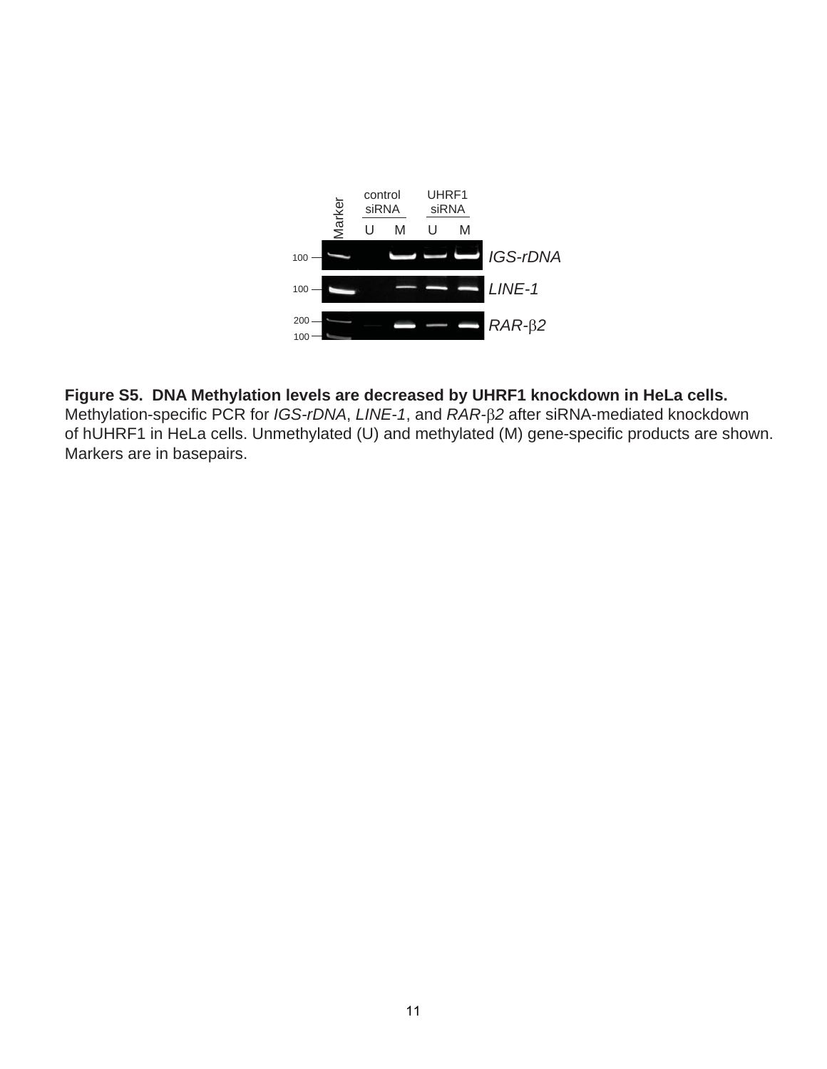**Figure S5. DNA Methylation levels are decreased by UHRF1 knockdown in HeLa cells.** Methylation-specific PCR for *IGS-rDNA*, *LINE-1*, and *RAR*-β*2* after siRNA-mediated knockdown of hUHRF1 in HeLa cells. Unmethylated (U) and methylated (M) gene-specific products are shown. Markers are in basepairs.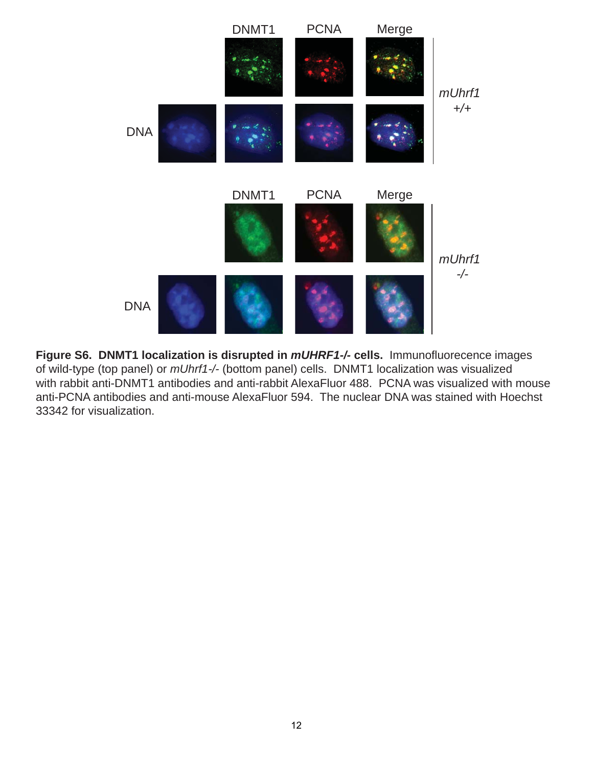**Figure S6. DNMT1 localization is disrupted in *mUHRF1-/-* cells.** Immunofluorecence images of wild-type (top panel) or *mUhrf1-/-* (bottom panel) cells. DNMT1 localization was visualized with rabbit anti-DNMT1 antibodies and anti-rabbit AlexaFluor 488. PCNA was visualized with mouse anti-PCNA antibodies and anti-mouse AlexaFluor 594. The nuclear DNA was stained with Hoechst 33342 for visualization.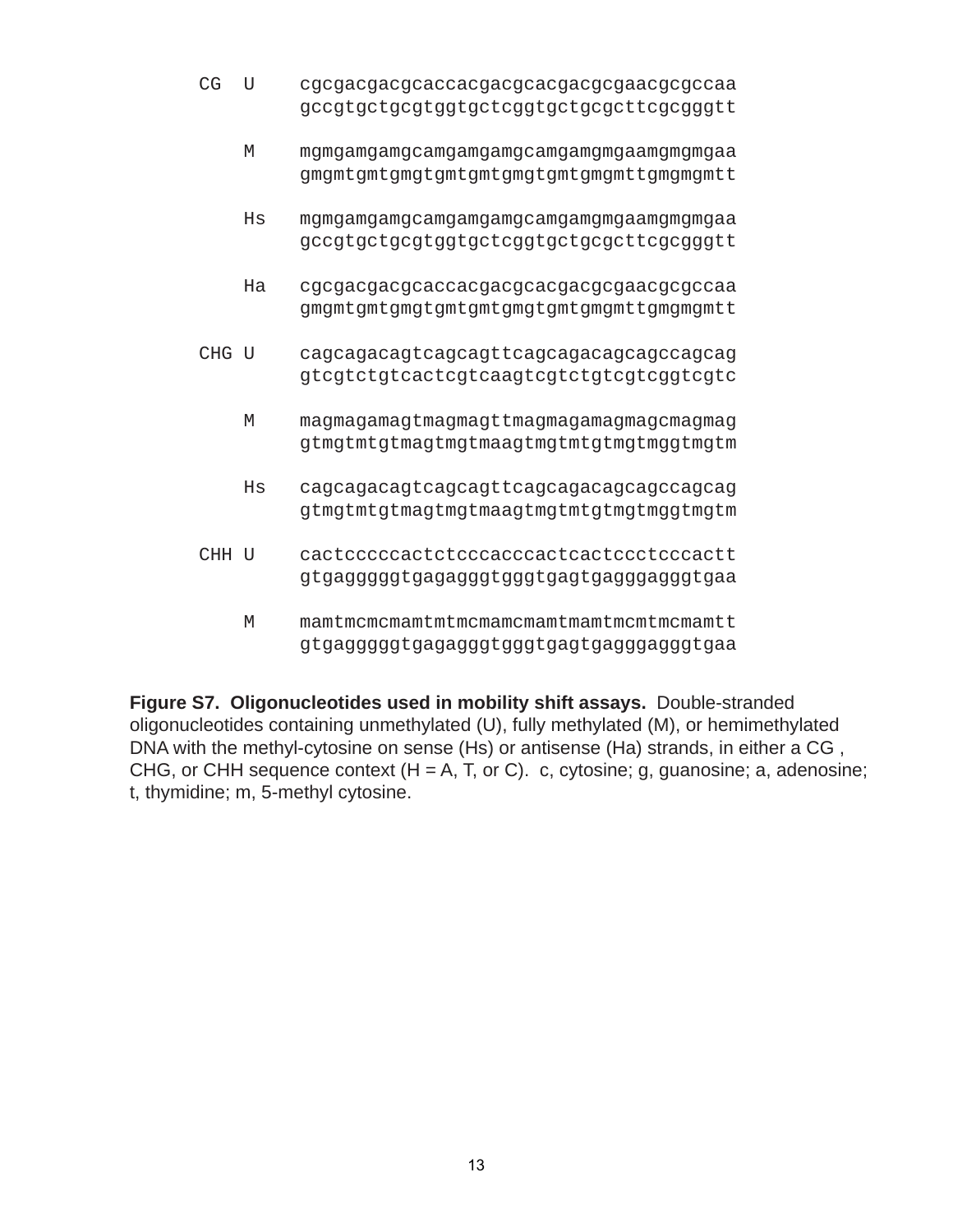```
CG  U    cgcgacgacgcaccacgacgcacgacgcgaacgcgccaa
         gccgtgctgcgtggtgctcggtgctgcgcttcgcgggtt

    M    mgmgamgamgcamgamgamgcamgamgmgaamgmgmgaa
         gmgmtgmtgmgtgmtgmtgmgtgmtgmgmttgmgmgmtt

    Hs   mgmgamgamgcamgamgamgcamgamgmgaamgmgmgaa
         gccgtgctgcgtggtgctcggtgctgcgcttcgcgggtt

    Ha   cgcgacgacgcaccacgacgcacgacgcgaacgcgccaa
         gmgmtgmtgmgtgmtgmtgmgtgmtgmgmttgmgmgmtt

CHG U    cagcagacagtcagcagttcagcagacagcagccagcag
         gtcgtctgtcactcgtcaagtcgtctgtcgtcggtcgtc

    M    magmagamagtmagmagttmagmagamagmagcmagmag
         gtmgtmtgtmagtmgtmaagtmgtmtgtmgtmggtmgtm

    Hs   cagcagacagtcagcagttcagcagacagcagccagcag
         gtmgtmtgtmagtmgtmaagtmgtmtgtmgtmggtmgtm

CHH U    cactcccccactctcccacccactcactccctcccactt
         gtgagggggtgagagggtgggtgagtgagggagggtgaa

    M    mamtmcmcmamtmtmcmamcmamtmamtmcmtmcmamtt
         gtgagggggtgagagggtgggtgagtgagggagggtgaa
```

**Figure S7. Oligonucleotides used in mobility shift assays.** Double-stranded oligonucleotides containing unmethylated (U), fully methylated (M), or hemimethylated DNA with the methyl-cytosine on sense (Hs) or antisense (Ha) strands, in either a CG , CHG, or CHH sequence context (H = A, T, or C). c, cytosine; g, guanosine; a, adenosine; t, thymidine; m, 5-methyl cytosine.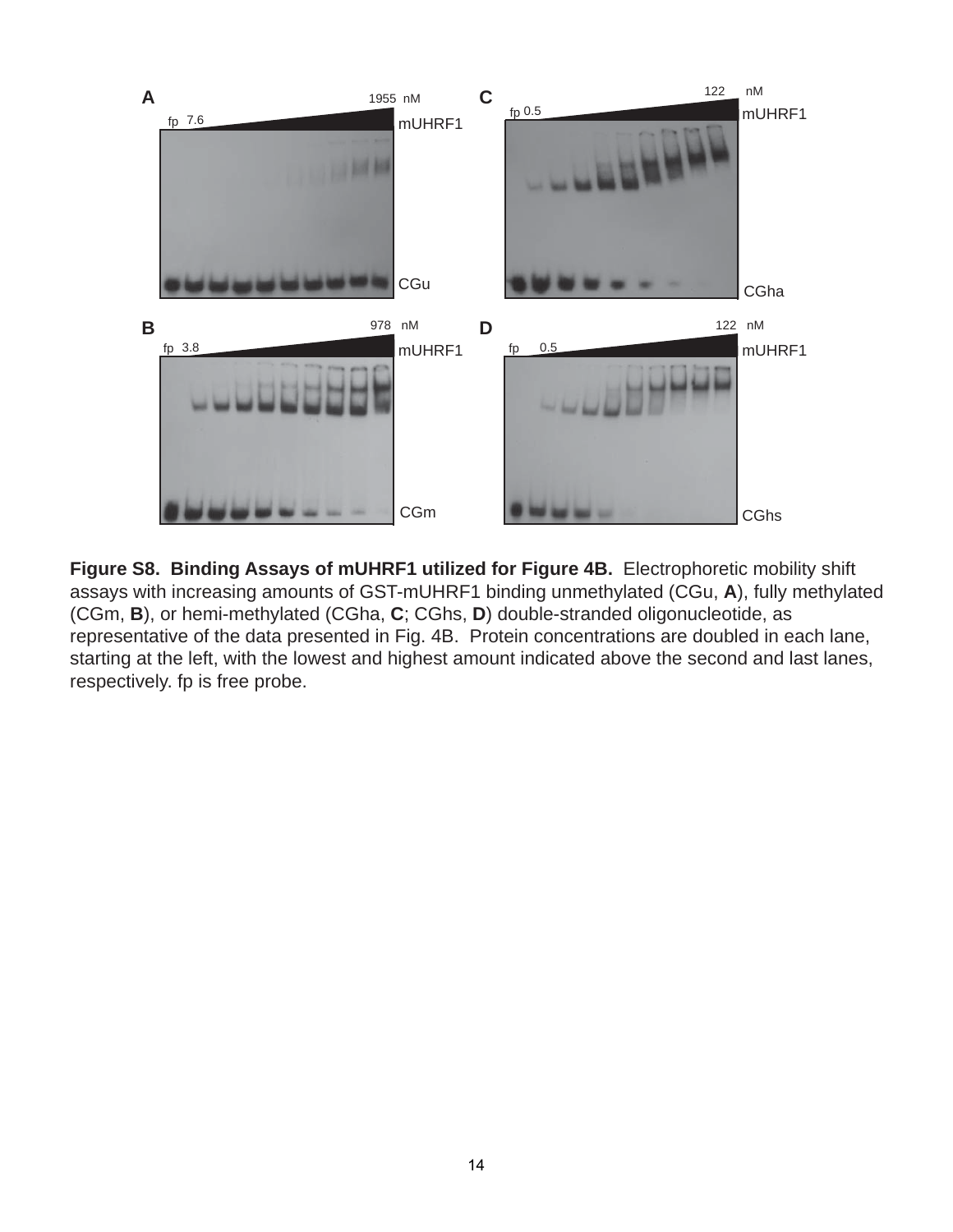**Figure S8. Binding Assays of mUHRF1 utilized for Figure 4B.** Electrophoretic mobility shift assays with increasing amounts of GST-mUHRF1 binding unmethylated (CGu, **A**), fully methylated (CGm, **B**), or hemi-methylated (CGha, **C**; CGhs, **D**) double-stranded oligonucleotide, as representative of the data presented in Fig. 4B. Protein concentrations are doubled in each lane, starting at the left, with the lowest and highest amount indicated above the second and last lanes, respectively. fp is free probe.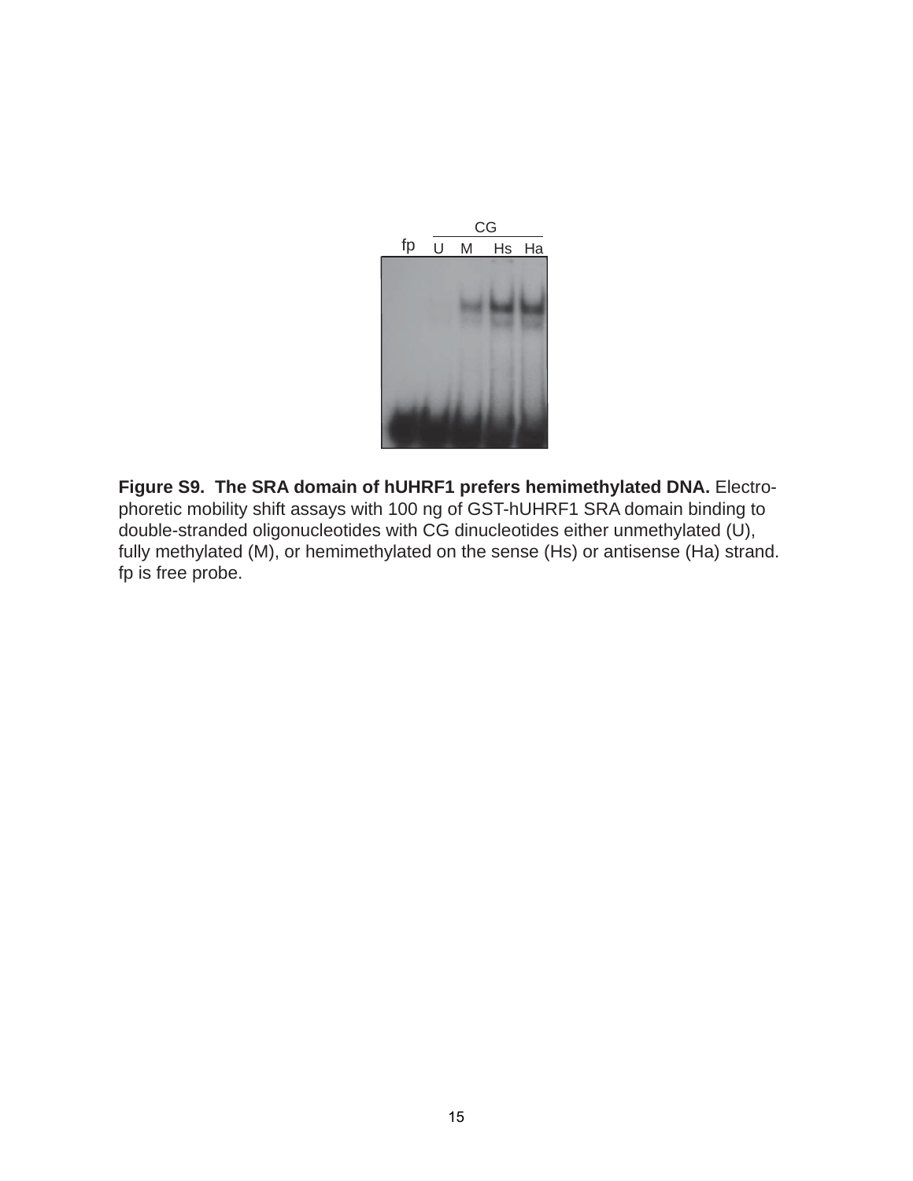**Figure S9. The SRA domain of hUHRF1 prefers hemimethylated DNA.** Electrophoretic mobility shift assays with 100 ng of GST-hUHRF1 SRA domain binding to double-stranded oligonucleotides with CG dinucleotides either unmethylated (U), fully methylated (M), or hemimethylated on the sense (Hs) or antisense (Ha) strand. fp is free probe.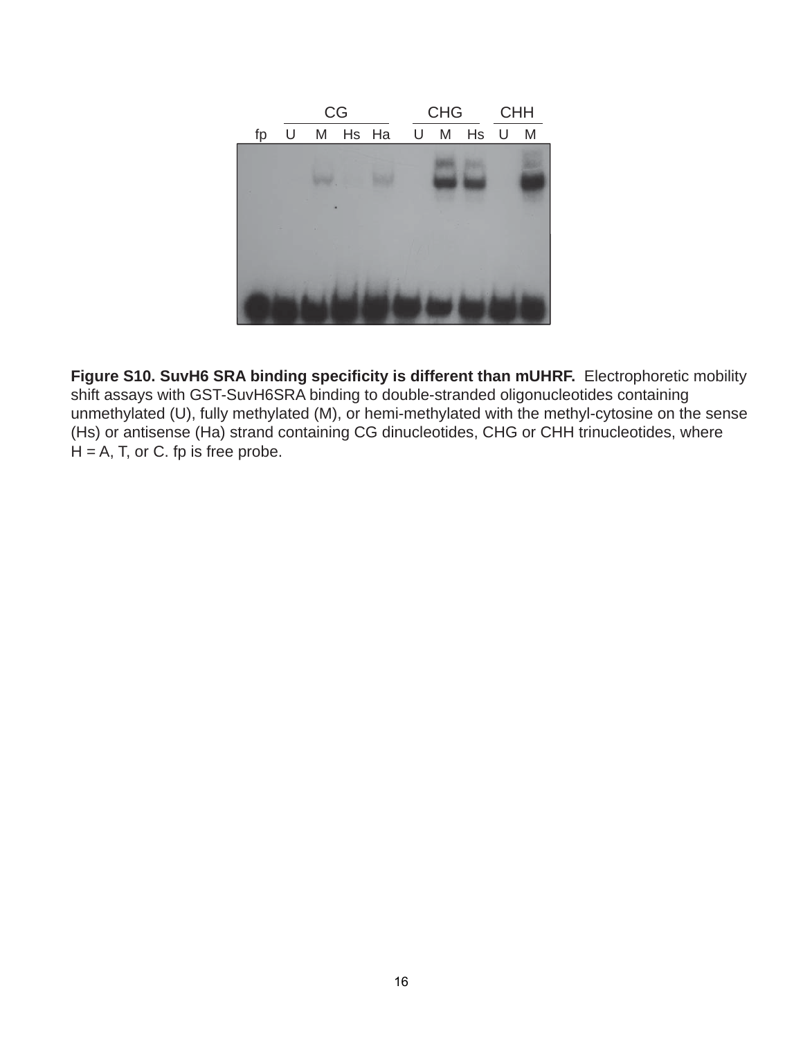**Figure S10. SuvH6 SRA binding specificity is different than mUHRF.** Electrophoretic mobility shift assays with GST-SuvH6SRA binding to double-stranded oligonucleotides containing unmethylated (U), fully methylated (M), or hemi-methylated with the methyl-cytosine on the sense (Hs) or antisense (Ha) strand containing CG dinucleotides, CHG or CHH trinucleotides, where H = A, T, or C. fp is free probe.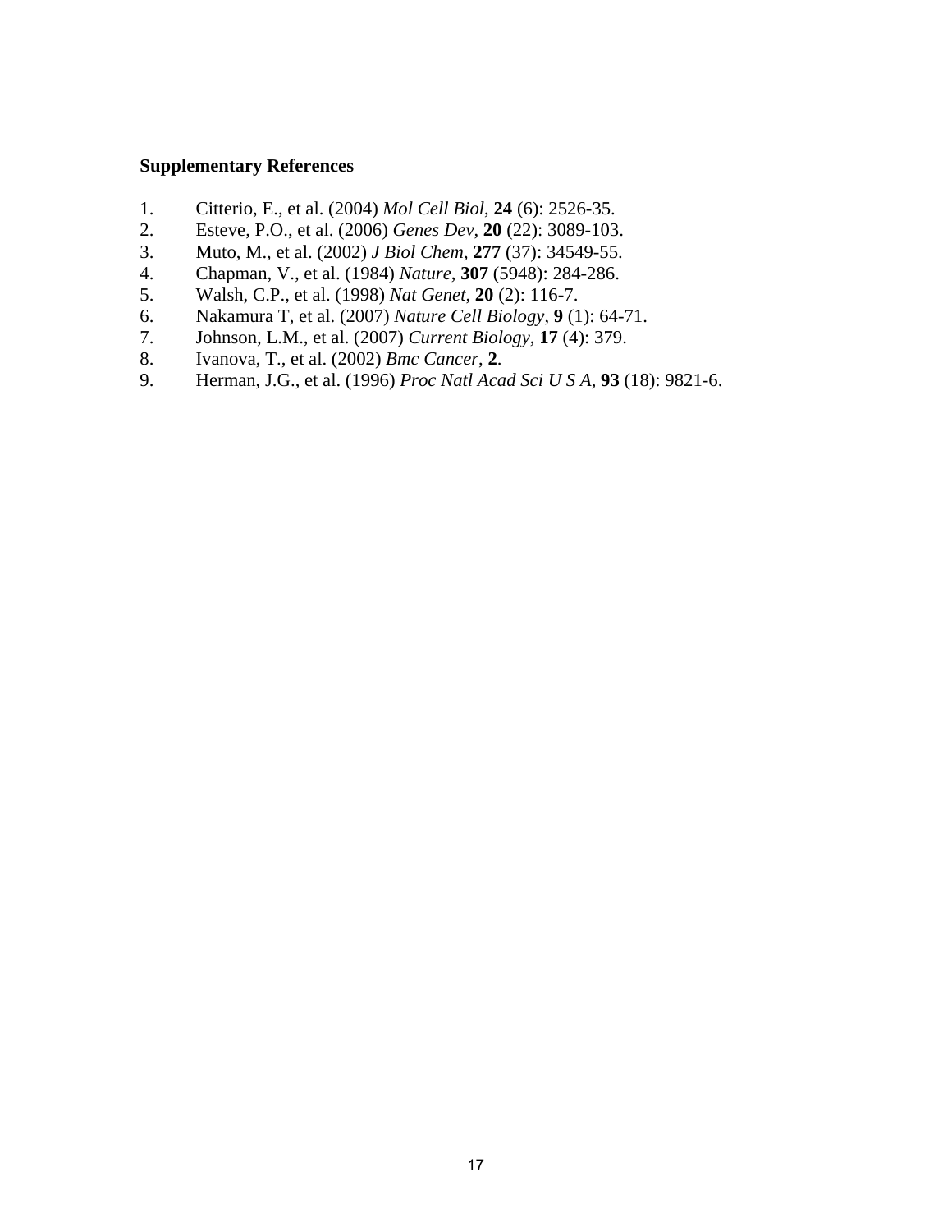**Supplementary References**

1. Citterio, E., et al. (2004) *Mol Cell Biol*, **24** (6): 2526-35.
2. Esteve, P.O., et al. (2006) *Genes Dev*, **20** (22): 3089-103.
3. Muto, M., et al. (2002) *J Biol Chem*, **277** (37): 34549-55.
4. Chapman, V., et al. (1984) *Nature*, **307** (5948): 284-286.
5. Walsh, C.P., et al. (1998) *Nat Genet*, **20** (2): 116-7.
6. Nakamura T, et al. (2007) *Nature Cell Biology*, **9** (1): 64-71.
7. Johnson, L.M., et al. (2007) *Current Biology*, **17** (4): 379.
8. Ivanova, T., et al. (2002) *Bmc Cancer*, **2**.
9. Herman, J.G., et al. (1996) *Proc Natl Acad Sci U S A*, **93** (18): 9821-6.